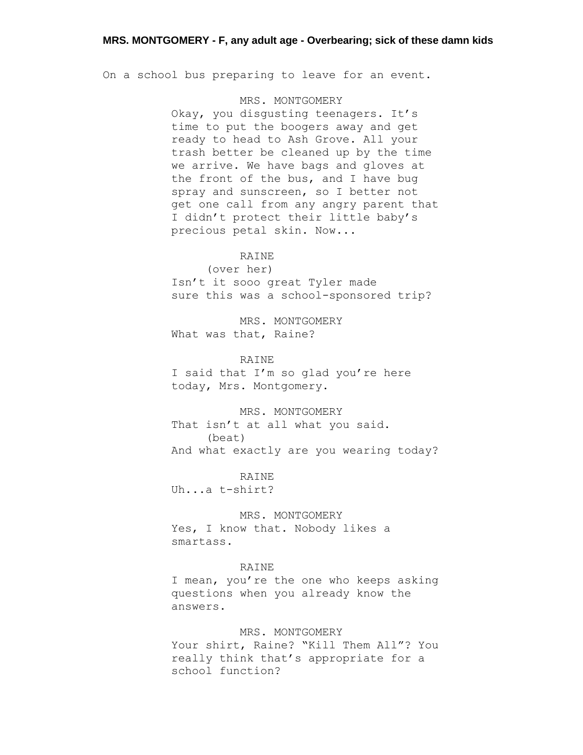**MRS. MONTGOMERY - F, any adult age - Overbearing; sick of these damn kids**

On a school bus preparing to leave for an event.

MRS. MONTGOMERY

Okay, you disgusting teenagers. It's time to put the boogers away and get ready to head to Ash Grove. All your trash better be cleaned up by the time we arrive. We have bags and gloves at the front of the bus, and I have bug spray and sunscreen, so I better not get one call from any angry parent that I didn't protect their little baby's precious petal skin. Now...

RAINE

(over her)

Isn't it sooo great Tyler made sure this was a school-sponsored trip?

MRS. MONTGOMERY

What was that, Raine?

RAINE

I said that I'm so glad you're here today, Mrs. Montgomery.

MRS. MONTGOMERY

That isn't at all what you said.

(beat)

And what exactly are you wearing today?

RAINE

Uh...a t-shirt?

MRS. MONTGOMERY

Yes, I know that. Nobody likes a smartass.

RAINE

I mean, you're the one who keeps asking questions when you already know the answers.

MRS. MONTGOMERY

Your shirt, Raine? "Kill Them All"? You really think that's appropriate for a school function?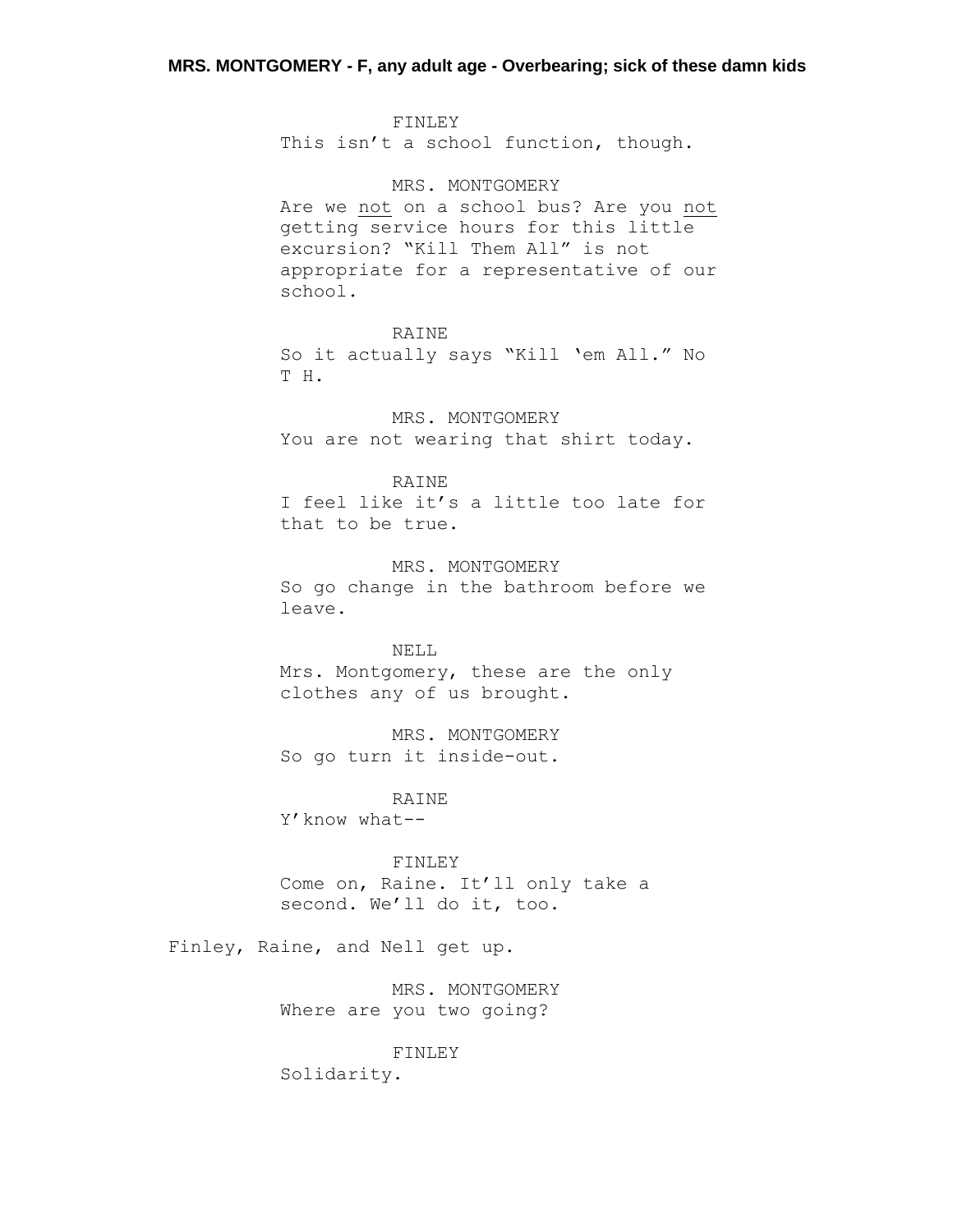**MRS. MONTGOMERY - F, any adult age - Overbearing; sick of these damn kids**

FINLEY
This isn't a school function, though.

MRS. MONTGOMERY
Are we <u>not</u> on a school bus? Are you <u>not</u> getting service hours for this little excursion? "Kill Them All" is not appropriate for a representative of our school.

RAINE
So it actually says "Kill 'em All." No T H.

MRS. MONTGOMERY
You are not wearing that shirt today.

RAINE
I feel like it's a little too late for that to be true.

MRS. MONTGOMERY
So go change in the bathroom before we leave.

NELL
Mrs. Montgomery, these are the only clothes any of us brought.

MRS. MONTGOMERY
So go turn it inside-out.

RAINE
Y'know what--

FINLEY
Come on, Raine. It'll only take a second. We'll do it, too.

Finley, Raine, and Nell get up.

MRS. MONTGOMERY
Where are you two going?

FINLEY
Solidarity.